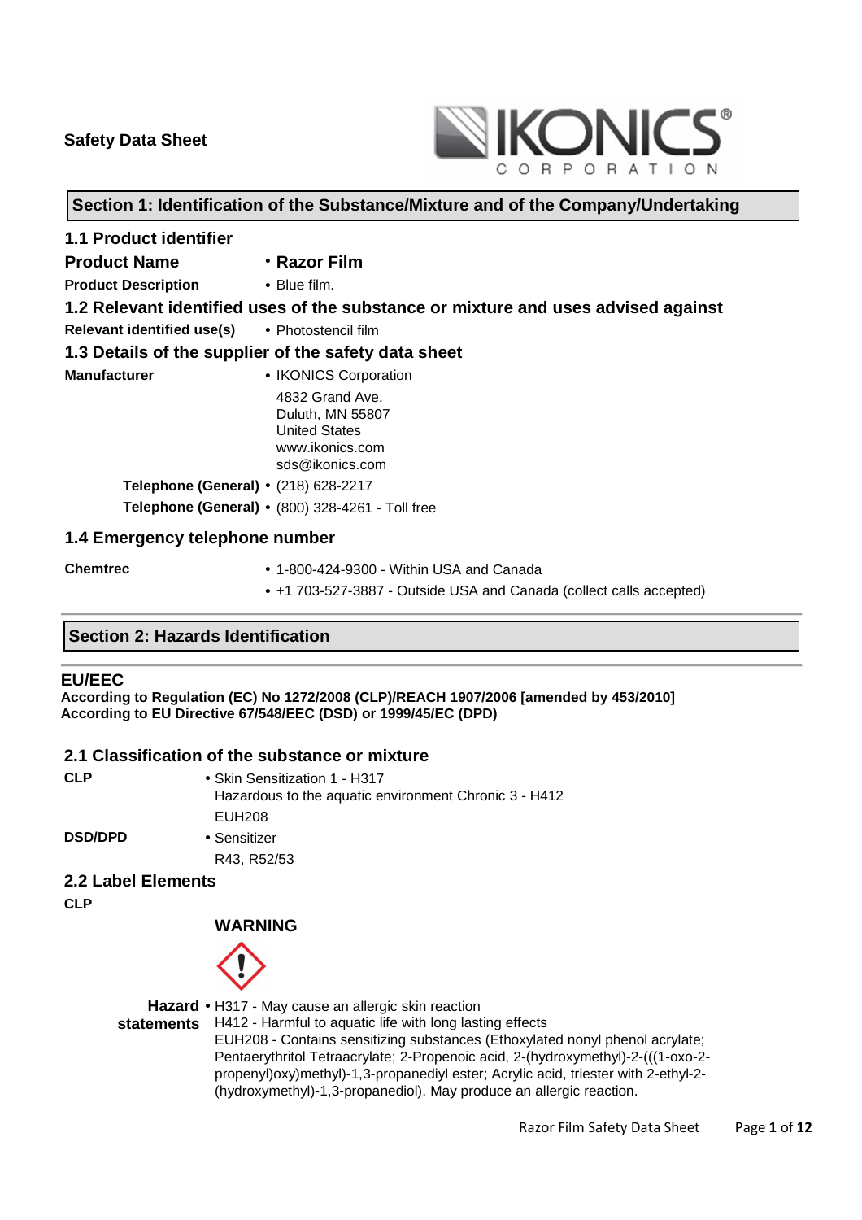**Safety Data Sheet**

IKONICS CORPORATION

## Section 1: Identification of the Substance/Mixture and of the Company/Undertaking

### 1.1 Product identifier

**Product Name** • **Razor Film**

**Product Description** • Blue film.

### 1.2 Relevant identified uses of the substance or mixture and uses advised against

**Relevant identified use(s)** • Photostencil film

### 1.3 Details of the supplier of the safety data sheet

**Manufacturer** • IKONICS Corporation
4832 Grand Ave.
Duluth, MN 55807
United States
www.ikonics.com
sds@ikonics.com

**Telephone (General)** • (218) 628-2217

**Telephone (General)** • (800) 328-4261 - Toll free

### 1.4 Emergency telephone number

**Chemtrec**
- 1-800-424-9300 - Within USA and Canada
- +1 703-527-3887 - Outside USA and Canada (collect calls accepted)

## Section 2: Hazards Identification

### EU/EEC

**According to Regulation (EC) No 1272/2008 (CLP)/REACH 1907/2006 [amended by 453/2010]**
**According to EU Directive 67/548/EEC (DSD) or 1999/45/EC (DPD)**

### 2.1 Classification of the substance or mixture

**CLP** • Skin Sensitization 1 - H317
Hazardous to the aquatic environment Chronic 3 - H412
EUH208

**DSD/DPD** • Sensitizer
R43, R52/53

### 2.2 Label Elements

**CLP**

**WARNING**

**Hazard statements** • H317 - May cause an allergic skin reaction
H412 - Harmful to aquatic life with long lasting effects
EUH208 - Contains sensitizing substances (Ethoxylated nonyl phenol acrylate; Pentaerythritol Tetraacrylate; 2-Propenoic acid, 2-(hydroxymethyl)-2-(((1-oxo-2-propenyl)oxy)methyl)-1,3-propanediyl ester; Acrylic acid, triester with 2-ethyl-2-(hydroxymethyl)-1,3-propanediol). May produce an allergic reaction.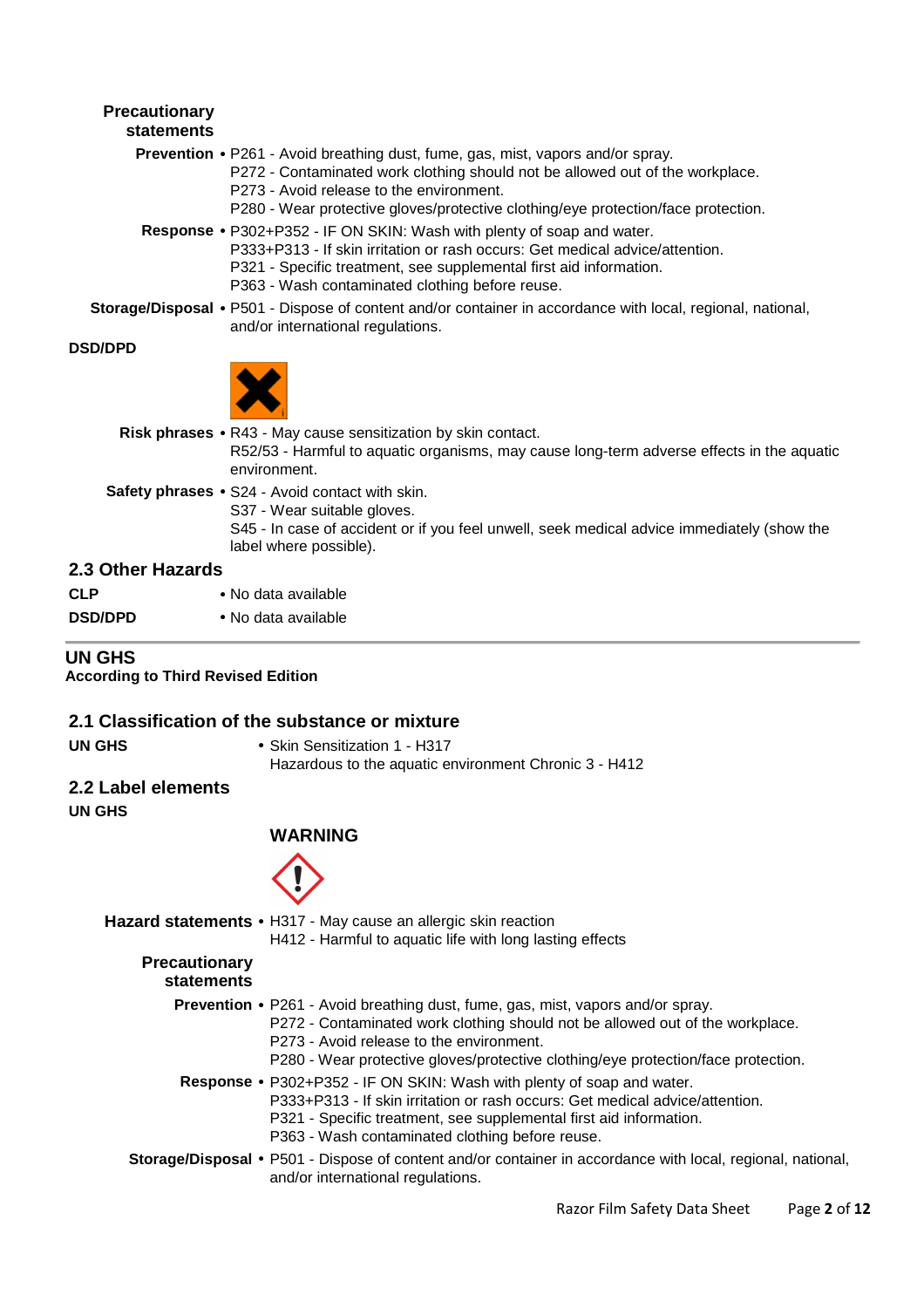**Precautionary statements**

**Prevention** • P261 - Avoid breathing dust, fume, gas, mist, vapors and/or spray.
P272 - Contaminated work clothing should not be allowed out of the workplace.
P273 - Avoid release to the environment.
P280 - Wear protective gloves/protective clothing/eye protection/face protection.

**Response** • P302+P352 - IF ON SKIN: Wash with plenty of soap and water.
P333+P313 - If skin irritation or rash occurs: Get medical advice/attention.
P321 - Specific treatment, see supplemental first aid information.
P363 - Wash contaminated clothing before reuse.

**Storage/Disposal** • P501 - Dispose of content and/or container in accordance with local, regional, national, and/or international regulations.

**DSD/DPD**

**Risk phrases** • R43 - May cause sensitization by skin contact.
R52/53 - Harmful to aquatic organisms, may cause long-term adverse effects in the aquatic environment.

**Safety phrases** • S24 - Avoid contact with skin.
S37 - Wear suitable gloves.
S45 - In case of accident or if you feel unwell, seek medical advice immediately (show the label where possible).

## 2.3 Other Hazards

**CLP** • No data available

**DSD/DPD** • No data available

---

## UN GHS

**According to Third Revised Edition**

## 2.1 Classification of the substance or mixture

**UN GHS** • Skin Sensitization 1 - H317
Hazardous to the aquatic environment Chronic 3 - H412

## 2.2 Label elements

**UN GHS**

**WARNING**

**Hazard statements** • H317 - May cause an allergic skin reaction
H412 - Harmful to aquatic life with long lasting effects

**Precautionary statements**

**Prevention** • P261 - Avoid breathing dust, fume, gas, mist, vapors and/or spray.
P272 - Contaminated work clothing should not be allowed out of the workplace.
P273 - Avoid release to the environment.
P280 - Wear protective gloves/protective clothing/eye protection/face protection.

**Response** • P302+P352 - IF ON SKIN: Wash with plenty of soap and water.
P333+P313 - If skin irritation or rash occurs: Get medical advice/attention.
P321 - Specific treatment, see supplemental first aid information.
P363 - Wash contaminated clothing before reuse.

**Storage/Disposal** • P501 - Dispose of content and/or container in accordance with local, regional, national, and/or international regulations.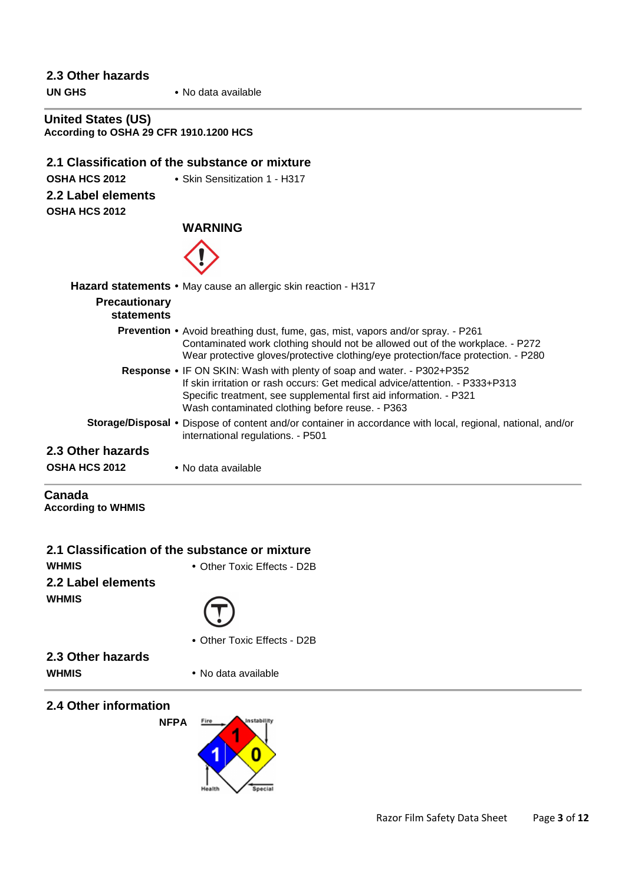## 2.3 Other hazards

**UN GHS**
- No data available

---

## United States (US)

**According to OSHA 29 CFR 1910.1200 HCS**

## 2.1 Classification of the substance or mixture

**OSHA HCS 2012**
- Skin Sensitization 1 - H317

## 2.2 Label elements

**OSHA HCS 2012**

**WARNING**

**Hazard statements**
- May cause an allergic skin reaction - H317

**Precautionary statements**

**Prevention**
- Avoid breathing dust, fume, gas, mist, vapors and/or spray. - P261
  Contaminated work clothing should not be allowed out of the workplace. - P272
  Wear protective gloves/protective clothing/eye protection/face protection. - P280

**Response**
- IF ON SKIN: Wash with plenty of soap and water. - P302+P352
  If skin irritation or rash occurs: Get medical advice/attention. - P333+P313
  Specific treatment, see supplemental first aid information. - P321
  Wash contaminated clothing before reuse. - P363

**Storage/Disposal**
- Dispose of content and/or container in accordance with local, regional, national, and/or international regulations. - P501

## 2.3 Other hazards

**OSHA HCS 2012**
- No data available

---

## Canada

**According to WHMIS**

## 2.1 Classification of the substance or mixture

**WHMIS**
- Other Toxic Effects - D2B

## 2.2 Label elements

**WHMIS**
- Other Toxic Effects - D2B

## 2.3 Other hazards

**WHMIS**
- No data available

---

## 2.4 Other information

**NFPA**

Fire: 1
Health: 1
Instability: 0
Special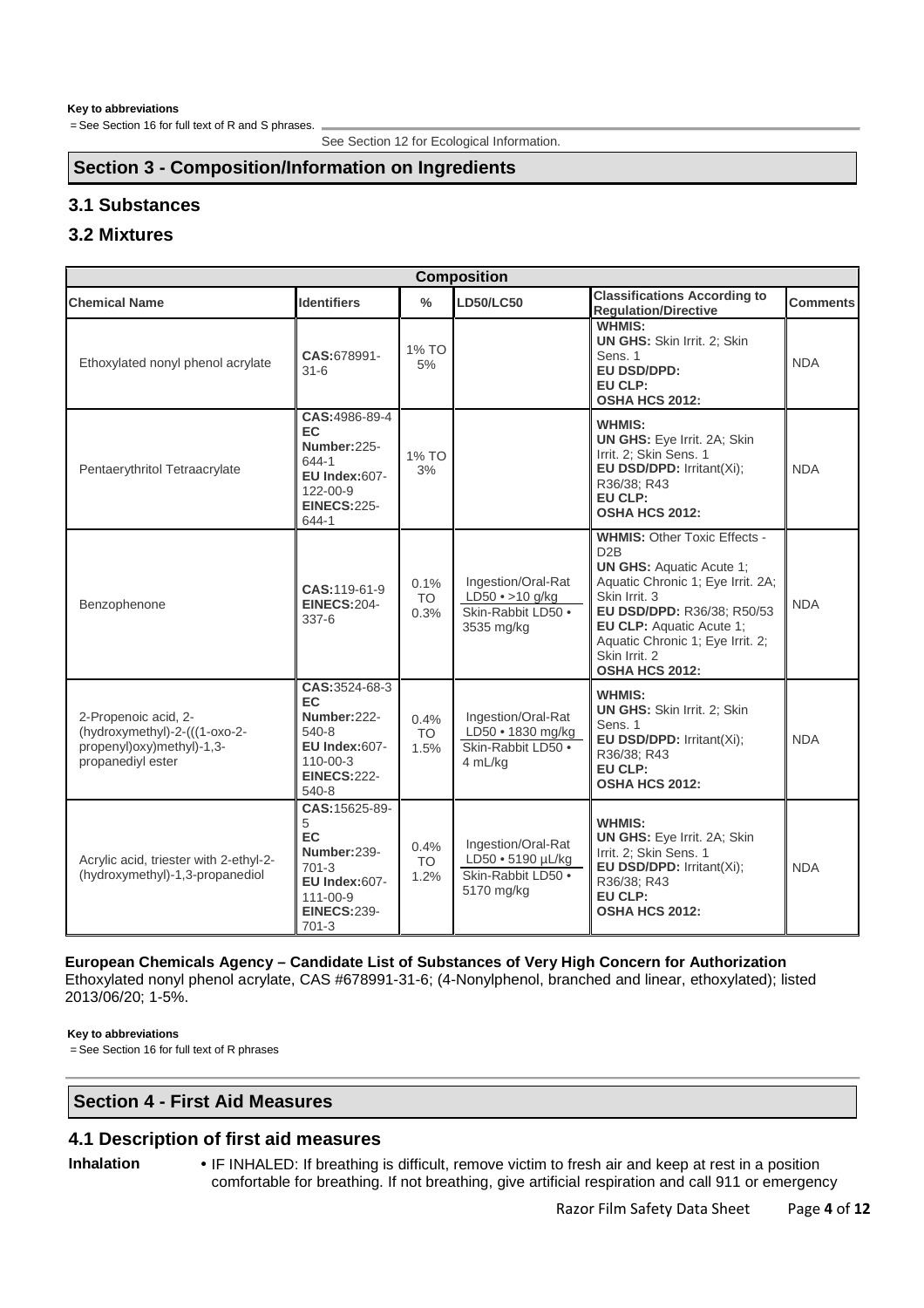**Key to abbreviations**

= See Section 16 for full text of R and S phrases.

See Section 12 for Ecological Information.

## Section 3 - Composition/Information on Ingredients

### 3.1 Substances

### 3.2 Mixtures

| Composition | | | | | |
|---|---|---|---|---|---|
| **Chemical Name** | **Identifiers** | **%** | **LD50/LC50** | **Classifications According to Regulation/Directive** | **Comments** |
| Ethoxylated nonyl phenol acrylate | **CAS:**678991-31-6 | 1% TO 5% | | **WHMIS:** **UN GHS:** Skin Irrit. 2; Skin Sens. 1 **EU DSD/DPD:** **EU CLP:** **OSHA HCS 2012:** | NDA |
| Pentaerythritol Tetraacrylate | **CAS:**4986-89-4 **EC Number:**225-644-1 **EU Index:**607-122-00-9 **EINECS:**225-644-1 | 1% TO 3% | | **WHMIS:** **UN GHS:** Eye Irrit. 2A; Skin Irrit. 2; Skin Sens. 1 **EU DSD/DPD:** Irritant(Xi); R36/38; R43 **EU CLP:** **OSHA HCS 2012:** | NDA |
| Benzophenone | **CAS:**119-61-9 **EINECS:**204-337-6 | 0.1% TO 0.3% | Ingestion/Oral-Rat LD50 • >10 g/kg Skin-Rabbit LD50 • 3535 mg/kg | **WHMIS:** Other Toxic Effects - D2B **UN GHS:** Aquatic Acute 1; Aquatic Chronic 1; Eye Irrit. 2A; Skin Irrit. 3 **EU DSD/DPD:** R36/38; R50/53 **EU CLP:** Aquatic Acute 1; Aquatic Chronic 1; Eye Irrit. 2; Skin Irrit. 2 **OSHA HCS 2012:** | NDA |
| 2-Propenoic acid, 2-(hydroxymethyl)-2-(((1-oxo-2-propenyl)oxy)methyl)-1,3-propanediyl ester | **CAS:**3524-68-3 **EC Number:**222-540-8 **EU Index:**607-110-00-3 **EINECS:**222-540-8 | 0.4% TO 1.5% | Ingestion/Oral-Rat LD50 • 1830 mg/kg Skin-Rabbit LD50 • 4 mL/kg | **WHMIS:** **UN GHS:** Skin Irrit. 2; Skin Sens. 1 **EU DSD/DPD:** Irritant(Xi); R36/38; R43 **EU CLP:** **OSHA HCS 2012:** | NDA |
| Acrylic acid, triester with 2-ethyl-2-(hydroxymethyl)-1,3-propanediol | **CAS:**15625-89-5 **EC Number:**239-701-3 **EU Index:**607-111-00-9 **EINECS:**239-701-3 | 0.4% TO 1.2% | Ingestion/Oral-Rat LD50 • 5190 µL/kg Skin-Rabbit LD50 • 5170 mg/kg | **WHMIS:** **UN GHS:** Eye Irrit. 2A; Skin Irrit. 2; Skin Sens. 1 **EU DSD/DPD:** Irritant(Xi); R36/38; R43 **EU CLP:** **OSHA HCS 2012:** | NDA |

**European Chemicals Agency – Candidate List of Substances of Very High Concern for Authorization**
Ethoxylated nonyl phenol acrylate, CAS #678991-31-6; (4-Nonylphenol, branched and linear, ethoxylated); listed 2013/06/20; 1-5%.

**Key to abbreviations**

= See Section 16 for full text of R phrases

## Section 4 - First Aid Measures

### 4.1 Description of first aid measures

**Inhalation**

- IF INHALED: If breathing is difficult, remove victim to fresh air and keep at rest in a position comfortable for breathing. If not breathing, give artificial respiration and call 911 or emergency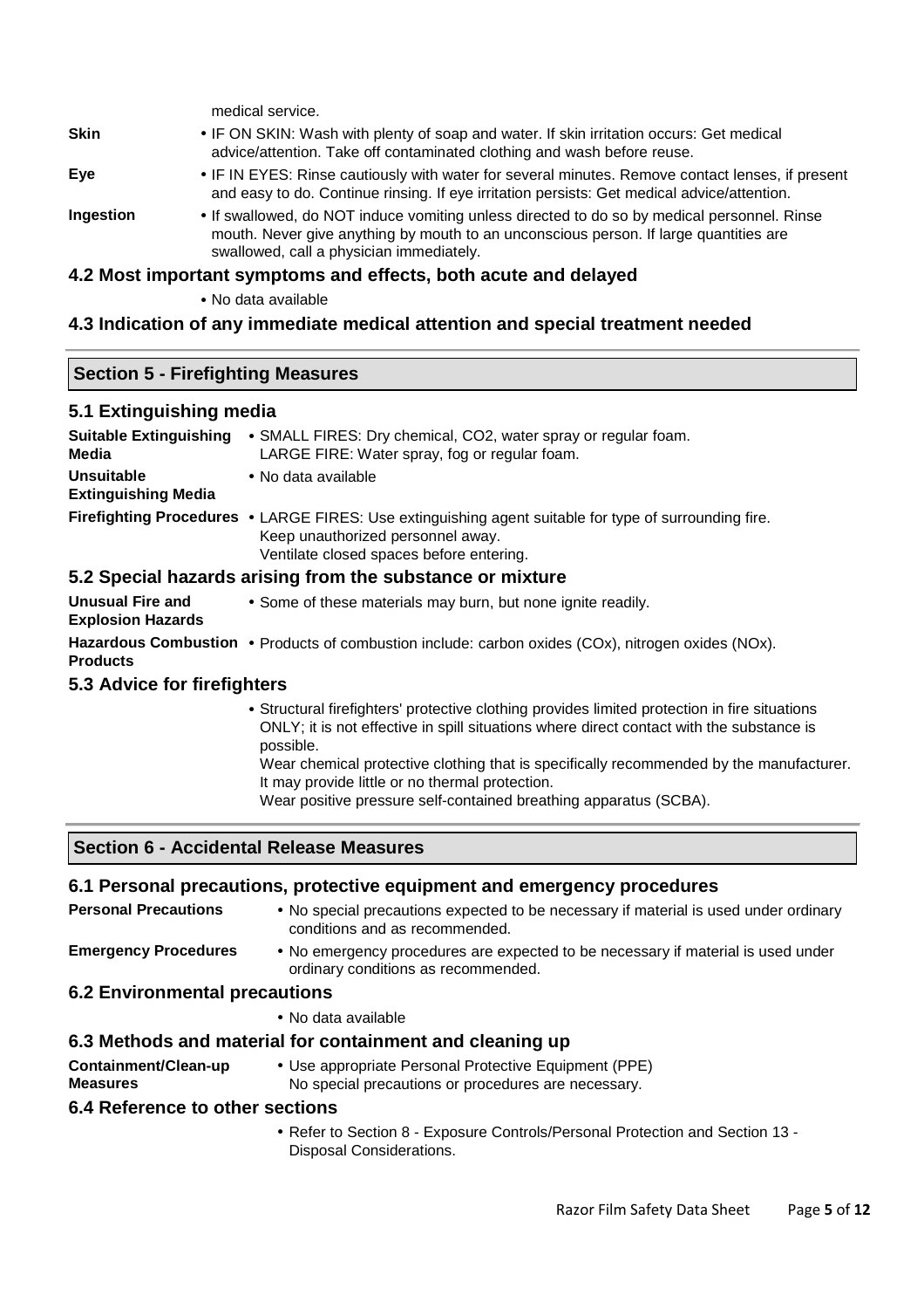medical service.

| | |
|---|---|
| **Skin** | • IF ON SKIN: Wash with plenty of soap and water. If skin irritation occurs: Get medical advice/attention. Take off contaminated clothing and wash before reuse. |
| **Eye** | • IF IN EYES: Rinse cautiously with water for several minutes. Remove contact lenses, if present and easy to do. Continue rinsing. If eye irritation persists: Get medical advice/attention. |
| **Ingestion** | • If swallowed, do NOT induce vomiting unless directed to do so by medical personnel. Rinse mouth. Never give anything by mouth to an unconscious person. If large quantities are swallowed, call a physician immediately. |

### 4.2 Most important symptoms and effects, both acute and delayed

• No data available

### 4.3 Indication of any immediate medical attention and special treatment needed

## Section 5 - Firefighting Measures

### 5.1 Extinguishing media

| | |
|---|---|
| **Suitable Extinguishing Media** | • SMALL FIRES: Dry chemical, $CO_2$, water spray or regular foam.<br>LARGE FIRE: Water spray, fog or regular foam. |
| **Unsuitable Extinguishing Media** | • No data available |
| **Firefighting Procedures** | • LARGE FIRES: Use extinguishing agent suitable for type of surrounding fire.<br>Keep unauthorized personnel away.<br>Ventilate closed spaces before entering. |

### 5.2 Special hazards arising from the substance or mixture

| | |
|---|---|
| **Unusual Fire and Explosion Hazards** | • Some of these materials may burn, but none ignite readily. |
| **Hazardous Combustion Products** | • Products of combustion include: carbon oxides (COx), nitrogen oxides (NOx). |

### 5.3 Advice for firefighters

• Structural firefighters' protective clothing provides limited protection in fire situations ONLY; it is not effective in spill situations where direct contact with the substance is possible.
Wear chemical protective clothing that is specifically recommended by the manufacturer. It may provide little or no thermal protection.
Wear positive pressure self-contained breathing apparatus (SCBA).

## Section 6 - Accidental Release Measures

### 6.1 Personal precautions, protective equipment and emergency procedures

| | |
|---|---|
| **Personal Precautions** | • No special precautions expected to be necessary if material is used under ordinary conditions and as recommended. |
| **Emergency Procedures** | • No emergency procedures are expected to be necessary if material is used under ordinary conditions as recommended. |

### 6.2 Environmental precautions

• No data available

### 6.3 Methods and material for containment and cleaning up

| | |
|---|---|
| **Containment/Clean-up Measures** | • Use appropriate Personal Protective Equipment (PPE)<br>No special precautions or procedures are necessary. |

### 6.4 Reference to other sections

• Refer to Section 8 - Exposure Controls/Personal Protection and Section 13 - Disposal Considerations.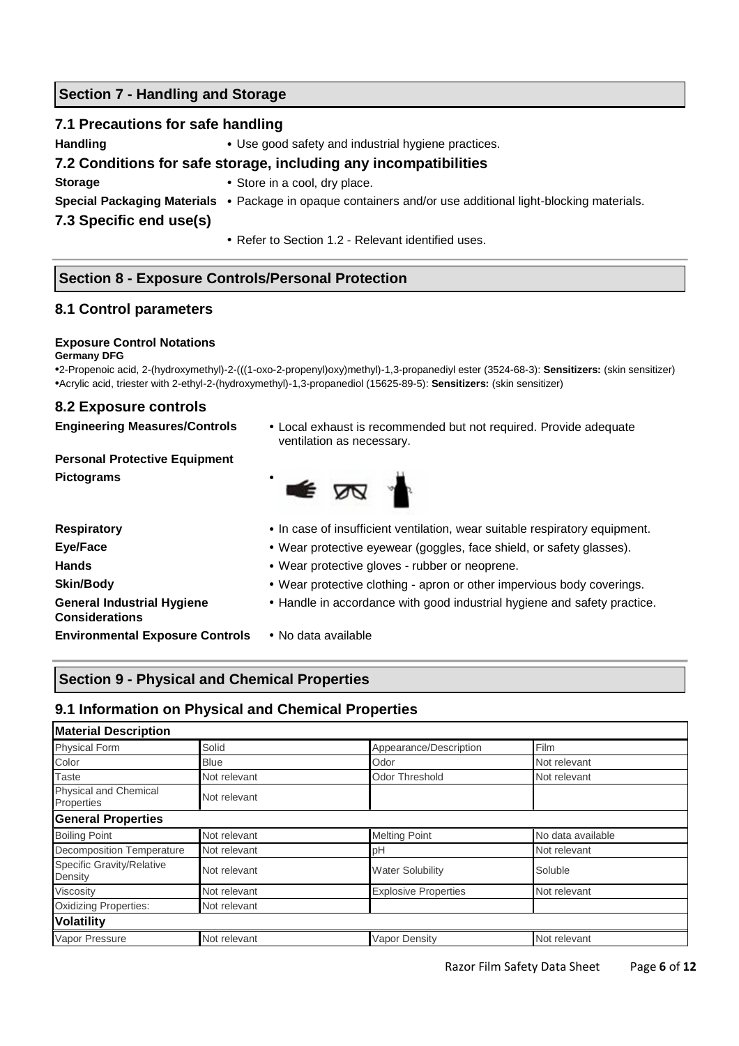## Section 7 - Handling and Storage

### 7.1 Precautions for safe handling

**Handling** • Use good safety and industrial hygiene practices.

### 7.2 Conditions for safe storage, including any incompatibilities

**Storage** • Store in a cool, dry place.

**Special Packaging Materials** • Package in opaque containers and/or use additional light-blocking materials.

### 7.3 Specific end use(s)

• Refer to Section 1.2 - Relevant identified uses.

## Section 8 - Exposure Controls/Personal Protection

### 8.1 Control parameters

**Exposure Control Notations**

**Germany DFG**

•2-Propenoic acid, 2-(hydroxymethyl)-2-(((1-oxo-2-propenyl)oxy)methyl)-1,3-propanediyl ester (3524-68-3): **Sensitizers:** (skin sensitizer)
•Acrylic acid, triester with 2-ethyl-2-(hydroxymethyl)-1,3-propanediol (15625-89-5): **Sensitizers:** (skin sensitizer)

### 8.2 Exposure controls

**Engineering Measures/Controls** • Local exhaust is recommended but not required. Provide adequate ventilation as necessary.

**Personal Protective Equipment**

**Pictograms** •

**Respiratory** • In case of insufficient ventilation, wear suitable respiratory equipment.

**Eye/Face** • Wear protective eyewear (goggles, face shield, or safety glasses).

**Hands** • Wear protective gloves - rubber or neoprene.

**Skin/Body** • Wear protective clothing - apron or other impervious body coverings.

**General Industrial Hygiene Considerations** • Handle in accordance with good industrial hygiene and safety practice.

**Environmental Exposure Controls** • No data available

## Section 9 - Physical and Chemical Properties

### 9.1 Information on Physical and Chemical Properties

| **Material Description** | | | |
|---|---|---|---|
| Physical Form | Solid | Appearance/Description | Film |
| Color | Blue | Odor | Not relevant |
| Taste | Not relevant | Odor Threshold | Not relevant |
| Physical and Chemical Properties | Not relevant | | |
| **General Properties** | | | |
| Boiling Point | Not relevant | Melting Point | No data available |
| Decomposition Temperature | Not relevant | pH | Not relevant |
| Specific Gravity/Relative Density | Not relevant | Water Solubility | Soluble |
| Viscosity | Not relevant | Explosive Properties | Not relevant |
| Oxidizing Properties: | Not relevant | | |
| **Volatility** | | | |
| Vapor Pressure | Not relevant | Vapor Density | Not relevant |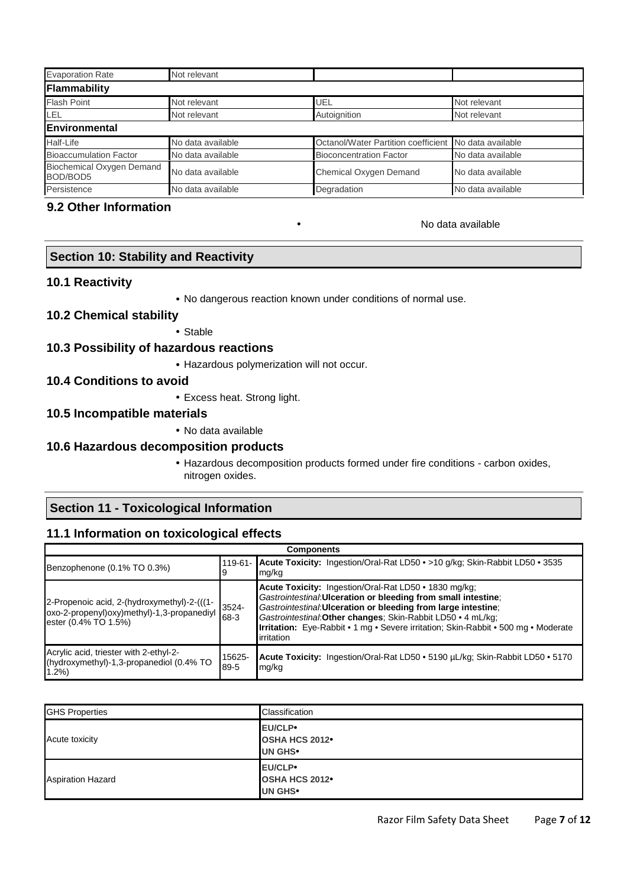| | | | |
|---|---|---|---|
| Evaporation Rate | Not relevant | | |
| **Flammability** | | | |
| Flash Point | Not relevant | UEL | Not relevant |
| LEL | Not relevant | Autoignition | Not relevant |
| **Environmental** | | | |
| Half-Life | No data available | Octanol/Water Partition coefficient | No data available |
| Bioaccumulation Factor | No data available | Bioconcentration Factor | No data available |
| Biochemical Oxygen Demand BOD/BOD5 | No data available | Chemical Oxygen Demand | No data available |
| Persistence | No data available | Degradation | No data available |

### 9.2 Other Information

- No data available

## Section 10: Stability and Reactivity

### 10.1 Reactivity

- No dangerous reaction known under conditions of normal use.

### 10.2 Chemical stability

- Stable

### 10.3 Possibility of hazardous reactions

- Hazardous polymerization will not occur.

### 10.4 Conditions to avoid

- Excess heat. Strong light.

### 10.5 Incompatible materials

- No data available

### 10.6 Hazardous decomposition products

- Hazardous decomposition products formed under fire conditions - carbon oxides, nitrogen oxides.

## Section 11 - Toxicological Information

### 11.1 Information on toxicological effects

| Components | | |
|---|---|---|
| Benzophenone (0.1% TO 0.3%) | 119-61-9 | **Acute Toxicity:** Ingestion/Oral-Rat LD50 • >10 g/kg; Skin-Rabbit LD50 • 3535 mg/kg |
| 2-Propenoic acid, 2-(hydroxymethyl)-2-(((1-oxo-2-propenyl)oxy)methyl)-1,3-propanediyl ester (0.4% TO 1.5%) | 3524-68-3 | **Acute Toxicity:** Ingestion/Oral-Rat LD50 • 1830 mg/kg; *Gastrointestinal*:**Ulceration or bleeding from small intestine**; *Gastrointestinal*:**Ulceration or bleeding from large intestine**; *Gastrointestinal*:**Other changes**; Skin-Rabbit LD50 • 4 mL/kg; **Irritation:** Eye-Rabbit • 1 mg • Severe irritation; Skin-Rabbit • 500 mg • Moderate irritation |
| Acrylic acid, triester with 2-ethyl-2-(hydroxymethyl)-1,3-propanediol (0.4% TO 1.2%) | 15625-89-5 | **Acute Toxicity:** Ingestion/Oral-Rat LD50 • 5190 µL/kg; Skin-Rabbit LD50 • 5170 mg/kg |

| GHS Properties | Classification |
|---|---|
| Acute toxicity | **EU/CLP•**<br>**OSHA HCS 2012•**<br>**UN GHS•** |
| Aspiration Hazard | **EU/CLP•**<br>**OSHA HCS 2012•**<br>**UN GHS•** |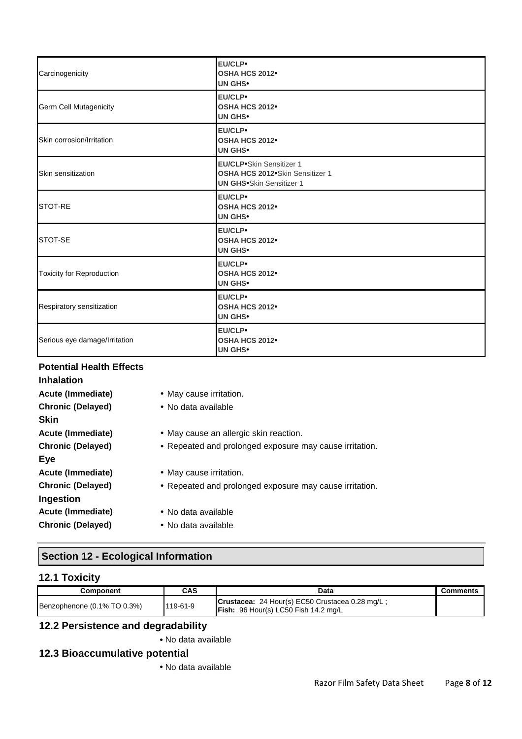| | |
|---|---|
| Carcinogenicity | **EU/CLP•**<br>**OSHA HCS 2012•**<br>**UN GHS•** |
| Germ Cell Mutagenicity | **EU/CLP•**<br>**OSHA HCS 2012•**<br>**UN GHS•** |
| Skin corrosion/Irritation | **EU/CLP•**<br>**OSHA HCS 2012•**<br>**UN GHS•** |
| Skin sensitization | **EU/CLP•**Skin Sensitizer 1<br>**OSHA HCS 2012•**Skin Sensitizer 1<br>**UN GHS•**Skin Sensitizer 1 |
| STOT-RE | **EU/CLP•**<br>**OSHA HCS 2012•**<br>**UN GHS•** |
| STOT-SE | **EU/CLP•**<br>**OSHA HCS 2012•**<br>**UN GHS•** |
| Toxicity for Reproduction | **EU/CLP•**<br>**OSHA HCS 2012•**<br>**UN GHS•** |
| Respiratory sensitization | **EU/CLP•**<br>**OSHA HCS 2012•**<br>**UN GHS•** |
| Serious eye damage/Irritation | **EU/CLP•**<br>**OSHA HCS 2012•**<br>**UN GHS•** |

### Potential Health Effects

**Inhalation**

**Acute (Immediate)** • May cause irritation.

**Chronic (Delayed)** • No data available

**Skin**

**Acute (Immediate)** • May cause an allergic skin reaction.

**Chronic (Delayed)** • Repeated and prolonged exposure may cause irritation.

**Eye**

**Acute (Immediate)** • May cause irritation.

**Chronic (Delayed)** • Repeated and prolonged exposure may cause irritation.

**Ingestion**

**Acute (Immediate)** • No data available

**Chronic (Delayed)** • No data available

## Section 12 - Ecological Information

### 12.1 Toxicity

| Component | CAS | Data | Comments |
|---|---|---|---|
| Benzophenone (0.1% TO 0.3%) | 119-61-9 | **Crustacea:** 24 Hour(s) EC50 Crustacea 0.28 mg/L ;<br>**Fish:** 96 Hour(s) LC50 Fish 14.2 mg/L | |

### 12.2 Persistence and degradability

• No data available

### 12.3 Bioaccumulative potential

• No data available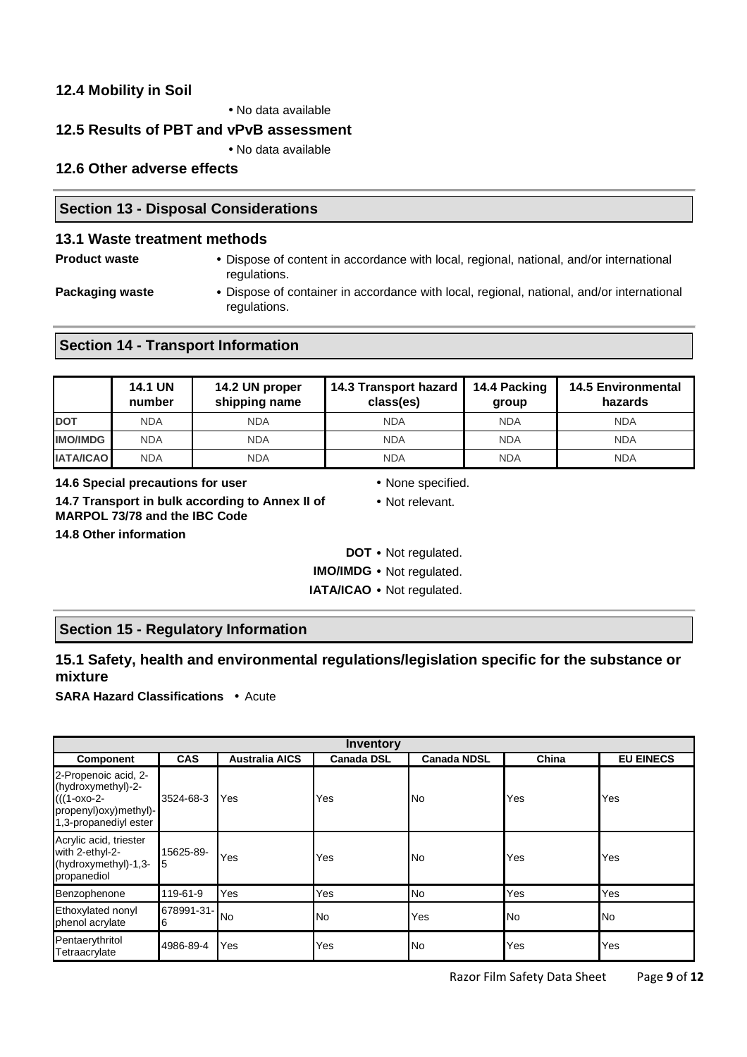### 12.4 Mobility in Soil

- No data available

### 12.5 Results of PBT and vPvB assessment

- No data available

### 12.6 Other adverse effects

## Section 13 - Disposal Considerations

### 13.1 Waste treatment methods

**Product waste**
- Dispose of content in accordance with local, regional, national, and/or international regulations.

**Packaging waste**
- Dispose of container in accordance with local, regional, national, and/or international regulations.

## Section 14 - Transport Information

| | 14.1 UN number | 14.2 UN proper shipping name | 14.3 Transport hazard class(es) | 14.4 Packing group | 14.5 Environmental hazards |
|---|---|---|---|---|---|
| **DOT** | NDA | NDA | NDA | NDA | NDA |
| **IMO/IMDG** | NDA | NDA | NDA | NDA | NDA |
| **IATA/ICAO** | NDA | NDA | NDA | NDA | NDA |

**14.6 Special precautions for user**
- None specified.

**14.7 Transport in bulk according to Annex II of MARPOL 73/78 and the IBC Code**
- Not relevant.

**14.8 Other information**

**DOT** • Not regulated.
**IMO/IMDG** • Not regulated.
**IATA/ICAO** • Not regulated.

## Section 15 - Regulatory Information

### 15.1 Safety, health and environmental regulations/legislation specific for the substance or mixture

**SARA Hazard Classifications** • Acute

| Inventory | | | | | | |
|---|---|---|---|---|---|---|
| **Component** | **CAS** | **Australia AICS** | **Canada DSL** | **Canada NDSL** | **China** | **EU EINECS** |
| 2-Propenoic acid, 2-(hydroxymethyl)-2-(((1-oxo-2-propenyl)oxy)methyl)-1,3-propanediyl ester | 3524-68-3 | Yes | Yes | No | Yes | Yes |
| Acrylic acid, triester with 2-ethyl-2-(hydroxymethyl)-1,3-propanediol | 15625-89-5 | Yes | Yes | No | Yes | Yes |
| Benzophenone | 119-61-9 | Yes | Yes | No | Yes | Yes |
| Ethoxylated nonyl phenol acrylate | 678991-31-6 | No | No | Yes | No | No |
| Pentaerythritol Tetraacrylate | 4986-89-4 | Yes | Yes | No | Yes | Yes |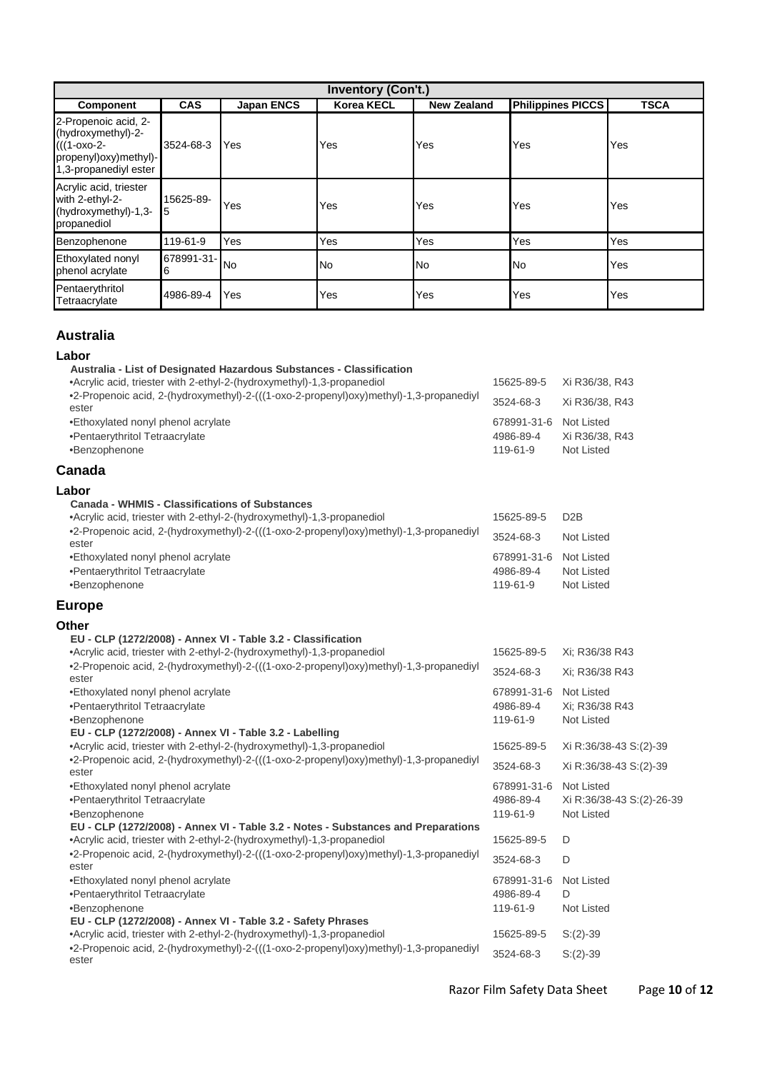| Inventory (Con't.) | | | | | | |
|---|---|---|---|---|---|---|
| **Component** | **CAS** | **Japan ENCS** | **Korea KECL** | **New Zealand** | **Philippines PICCS** | **TSCA** |
| 2-Propenoic acid, 2-(hydroxymethyl)-2-(((1-oxo-2-propenyl)oxy)methyl)-1,3-propanediyl ester | 3524-68-3 | Yes | Yes | Yes | Yes | Yes |
| Acrylic acid, triester with 2-ethyl-2-(hydroxymethyl)-1,3-propanediol | 15625-89-5 | Yes | Yes | Yes | Yes | Yes |
| Benzophenone | 119-61-9 | Yes | Yes | Yes | Yes | Yes |
| Ethoxylated nonyl phenol acrylate | 678991-31-6 | No | No | No | No | Yes |
| Pentaerythritol Tetraacrylate | 4986-89-4 | Yes | Yes | Yes | Yes | Yes |

## Australia

### Labor

**Australia - List of Designated Hazardous Substances - Classification**

| | | |
|---|---|---|
| •Acrylic acid, triester with 2-ethyl-2-(hydroxymethyl)-1,3-propanediol | 15625-89-5 | Xi R36/38, R43 |
| •2-Propenoic acid, 2-(hydroxymethyl)-2-(((1-oxo-2-propenyl)oxy)methyl)-1,3-propanediyl ester | 3524-68-3 | Xi R36/38, R43 |
| •Ethoxylated nonyl phenol acrylate | 678991-31-6 | Not Listed |
| •Pentaerythritol Tetraacrylate | 4986-89-4 | Xi R36/38, R43 |
| •Benzophenone | 119-61-9 | Not Listed |

## Canada

### Labor

**Canada - WHMIS - Classifications of Substances**

| | | |
|---|---|---|
| •Acrylic acid, triester with 2-ethyl-2-(hydroxymethyl)-1,3-propanediol | 15625-89-5 | D2B |
| •2-Propenoic acid, 2-(hydroxymethyl)-2-(((1-oxo-2-propenyl)oxy)methyl)-1,3-propanediyl ester | 3524-68-3 | Not Listed |
| •Ethoxylated nonyl phenol acrylate | 678991-31-6 | Not Listed |
| •Pentaerythritol Tetraacrylate | 4986-89-4 | Not Listed |
| •Benzophenone | 119-61-9 | Not Listed |

## Europe

### Other

**EU - CLP (1272/2008) - Annex VI - Table 3.2 - Classification**

| | | |
|---|---|---|
| •Acrylic acid, triester with 2-ethyl-2-(hydroxymethyl)-1,3-propanediol | 15625-89-5 | Xi; R36/38 R43 |
| •2-Propenoic acid, 2-(hydroxymethyl)-2-(((1-oxo-2-propenyl)oxy)methyl)-1,3-propanediyl ester | 3524-68-3 | Xi; R36/38 R43 |
| •Ethoxylated nonyl phenol acrylate | 678991-31-6 | Not Listed |
| •Pentaerythritol Tetraacrylate | 4986-89-4 | Xi; R36/38 R43 |
| •Benzophenone | 119-61-9 | Not Listed |

**EU - CLP (1272/2008) - Annex VI - Table 3.2 - Labelling**

| | | |
|---|---|---|
| •Acrylic acid, triester with 2-ethyl-2-(hydroxymethyl)-1,3-propanediol | 15625-89-5 | Xi R:36/38-43 S:(2)-39 |
| •2-Propenoic acid, 2-(hydroxymethyl)-2-(((1-oxo-2-propenyl)oxy)methyl)-1,3-propanediyl ester | 3524-68-3 | Xi R:36/38-43 S:(2)-39 |
| •Ethoxylated nonyl phenol acrylate | 678991-31-6 | Not Listed |
| •Pentaerythritol Tetraacrylate | 4986-89-4 | Xi R:36/38-43 S:(2)-26-39 |
| •Benzophenone | 119-61-9 | Not Listed |

**EU - CLP (1272/2008) - Annex VI - Table 3.2 - Notes - Substances and Preparations**

| | | |
|---|---|---|
| •Acrylic acid, triester with 2-ethyl-2-(hydroxymethyl)-1,3-propanediol | 15625-89-5 | D |
| •2-Propenoic acid, 2-(hydroxymethyl)-2-(((1-oxo-2-propenyl)oxy)methyl)-1,3-propanediyl ester | 3524-68-3 | D |
| •Ethoxylated nonyl phenol acrylate | 678991-31-6 | Not Listed |
| •Pentaerythritol Tetraacrylate | 4986-89-4 | D |
| •Benzophenone | 119-61-9 | Not Listed |

**EU - CLP (1272/2008) - Annex VI - Table 3.2 - Safety Phrases**

| | | |
|---|---|---|
| •Acrylic acid, triester with 2-ethyl-2-(hydroxymethyl)-1,3-propanediol | 15625-89-5 | S:(2)-39 |
| •2-Propenoic acid, 2-(hydroxymethyl)-2-(((1-oxo-2-propenyl)oxy)methyl)-1,3-propanediyl ester | 3524-68-3 | S:(2)-39 |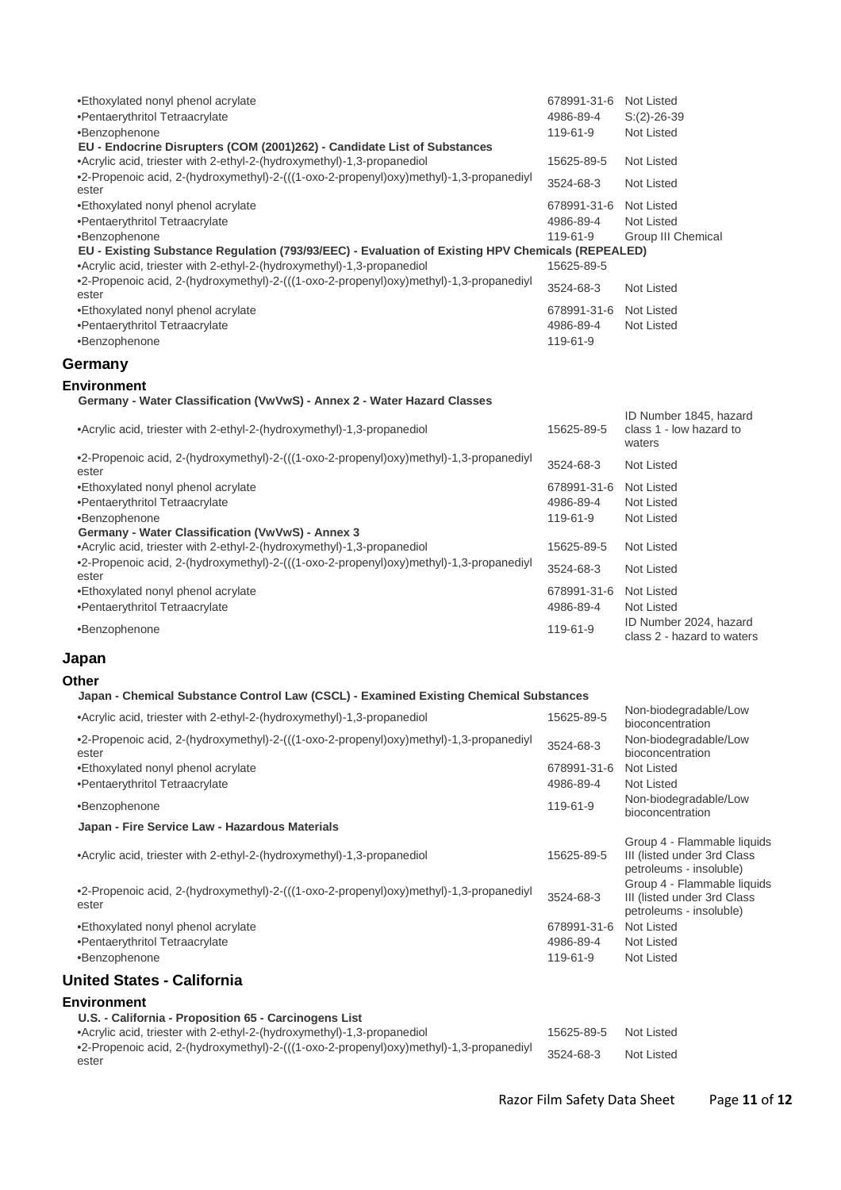| | | |
|---|---|---|
| •Ethoxylated nonyl phenol acrylate | 678991-31-6 | Not Listed |
| •Pentaerythritol Tetraacrylate | 4986-89-4 | S:(2)-26-39 |
| •Benzophenone | 119-61-9 | Not Listed |

**EU - Endocrine Disrupters (COM (2001)262) - Candidate List of Substances**

| | | |
|---|---|---|
| •Acrylic acid, triester with 2-ethyl-2-(hydroxymethyl)-1,3-propanediol | 15625-89-5 | Not Listed |
| •2-Propenoic acid, 2-(hydroxymethyl)-2-(((1-oxo-2-propenyl)oxy)methyl)-1,3-propanediyl ester | 3524-68-3 | Not Listed |
| •Ethoxylated nonyl phenol acrylate | 678991-31-6 | Not Listed |
| •Pentaerythritol Tetraacrylate | 4986-89-4 | Not Listed |
| •Benzophenone | 119-61-9 | Group III Chemical |

**EU - Existing Substance Regulation (793/93/EEC) - Evaluation of Existing HPV Chemicals (REPEALED)**

| | | |
|---|---|---|
| •Acrylic acid, triester with 2-ethyl-2-(hydroxymethyl)-1,3-propanediol | 15625-89-5 | |
| •2-Propenoic acid, 2-(hydroxymethyl)-2-(((1-oxo-2-propenyl)oxy)methyl)-1,3-propanediyl ester | 3524-68-3 | Not Listed |
| •Ethoxylated nonyl phenol acrylate | 678991-31-6 | Not Listed |
| •Pentaerythritol Tetraacrylate | 4986-89-4 | Not Listed |
| •Benzophenone | 119-61-9 | |

## Germany

### Environment

**Germany - Water Classification (VwVwS) - Annex 2 - Water Hazard Classes**

| | | |
|---|---|---|
| •Acrylic acid, triester with 2-ethyl-2-(hydroxymethyl)-1,3-propanediol | 15625-89-5 | ID Number 1845, hazard class 1 - low hazard to waters |
| •2-Propenoic acid, 2-(hydroxymethyl)-2-(((1-oxo-2-propenyl)oxy)methyl)-1,3-propanediyl ester | 3524-68-3 | Not Listed |
| •Ethoxylated nonyl phenol acrylate | 678991-31-6 | Not Listed |
| •Pentaerythritol Tetraacrylate | 4986-89-4 | Not Listed |
| •Benzophenone | 119-61-9 | Not Listed |

**Germany - Water Classification (VwVwS) - Annex 3**

| | | |
|---|---|---|
| •Acrylic acid, triester with 2-ethyl-2-(hydroxymethyl)-1,3-propanediol | 15625-89-5 | Not Listed |
| •2-Propenoic acid, 2-(hydroxymethyl)-2-(((1-oxo-2-propenyl)oxy)methyl)-1,3-propanediyl ester | 3524-68-3 | Not Listed |
| •Ethoxylated nonyl phenol acrylate | 678991-31-6 | Not Listed |
| •Pentaerythritol Tetraacrylate | 4986-89-4 | Not Listed |
| •Benzophenone | 119-61-9 | ID Number 2024, hazard class 2 - hazard to waters |

## Japan

### Other

**Japan - Chemical Substance Control Law (CSCL) - Examined Existing Chemical Substances**

| | | |
|---|---|---|
| •Acrylic acid, triester with 2-ethyl-2-(hydroxymethyl)-1,3-propanediol | 15625-89-5 | Non-biodegradable/Low bioconcentration |
| •2-Propenoic acid, 2-(hydroxymethyl)-2-(((1-oxo-2-propenyl)oxy)methyl)-1,3-propanediyl ester | 3524-68-3 | Non-biodegradable/Low bioconcentration |
| •Ethoxylated nonyl phenol acrylate | 678991-31-6 | Not Listed |
| •Pentaerythritol Tetraacrylate | 4986-89-4 | Not Listed |
| •Benzophenone | 119-61-9 | Non-biodegradable/Low bioconcentration |

**Japan - Fire Service Law - Hazardous Materials**

| | | |
|---|---|---|
| •Acrylic acid, triester with 2-ethyl-2-(hydroxymethyl)-1,3-propanediol | 15625-89-5 | Group 4 - Flammable liquids III (listed under 3rd Class petroleums - insoluble) |
| •2-Propenoic acid, 2-(hydroxymethyl)-2-(((1-oxo-2-propenyl)oxy)methyl)-1,3-propanediyl ester | 3524-68-3 | Group 4 - Flammable liquids III (listed under 3rd Class petroleums - insoluble) |
| •Ethoxylated nonyl phenol acrylate | 678991-31-6 | Not Listed |
| •Pentaerythritol Tetraacrylate | 4986-89-4 | Not Listed |
| •Benzophenone | 119-61-9 | Not Listed |

## United States - California

### Environment

**U.S. - California - Proposition 65 - Carcinogens List**

| | | |
|---|---|---|
| •Acrylic acid, triester with 2-ethyl-2-(hydroxymethyl)-1,3-propanediol | 15625-89-5 | Not Listed |
| •2-Propenoic acid, 2-(hydroxymethyl)-2-(((1-oxo-2-propenyl)oxy)methyl)-1,3-propanediyl ester | 3524-68-3 | Not Listed |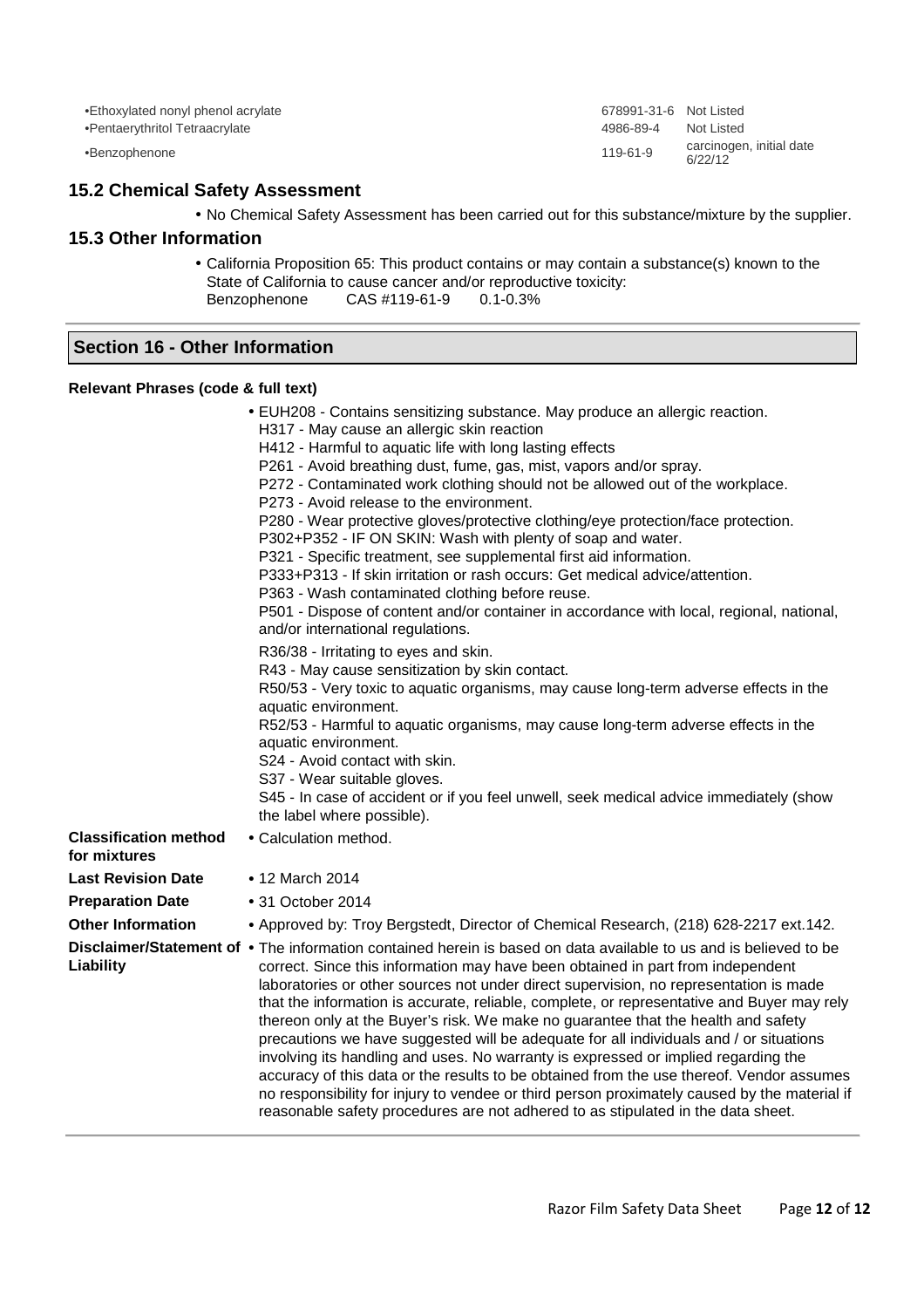| | | |
|---|---|---|
| •Ethoxylated nonyl phenol acrylate | 678991-31-6 | Not Listed |
| •Pentaerythritol Tetraacrylate | 4986-89-4 | Not Listed |
| •Benzophenone | 119-61-9 | carcinogen, initial date 6/22/12 |

## 15.2 Chemical Safety Assessment

- No Chemical Safety Assessment has been carried out for this substance/mixture by the supplier.

## 15.3 Other Information

- California Proposition 65: This product contains or may contain a substance(s) known to the State of California to cause cancer and/or reproductive toxicity:
  Benzophenone CAS #119-61-9 0.1-0.3%

## Section 16 - Other Information

**Relevant Phrases (code & full text)**

- EUH208 - Contains sensitizing substance. May produce an allergic reaction.
  H317 - May cause an allergic skin reaction
  H412 - Harmful to aquatic life with long lasting effects
  P261 - Avoid breathing dust, fume, gas, mist, vapors and/or spray.
  P272 - Contaminated work clothing should not be allowed out of the workplace.
  P273 - Avoid release to the environment.
  P280 - Wear protective gloves/protective clothing/eye protection/face protection.
  P302+P352 - IF ON SKIN: Wash with plenty of soap and water.
  P321 - Specific treatment, see supplemental first aid information.
  P333+P313 - If skin irritation or rash occurs: Get medical advice/attention.
  P363 - Wash contaminated clothing before reuse.
  P501 - Dispose of content and/or container in accordance with local, regional, national, and/or international regulations.
  R36/38 - Irritating to eyes and skin.
  R43 - May cause sensitization by skin contact.
  R50/53 - Very toxic to aquatic organisms, may cause long-term adverse effects in the aquatic environment.
  R52/53 - Harmful to aquatic organisms, may cause long-term adverse effects in the aquatic environment.
  S24 - Avoid contact with skin.
  S37 - Wear suitable gloves.
  S45 - In case of accident or if you feel unwell, seek medical advice immediately (show the label where possible).

**Classification method for mixtures**
- Calculation method.

**Last Revision Date**
- 12 March 2014

**Preparation Date**
- 31 October 2014

**Other Information**
- Approved by: Troy Bergstedt, Director of Chemical Research, (218) 628-2217 ext.142.

**Disclaimer/Statement of Liability**
- The information contained herein is based on data available to us and is believed to be correct. Since this information may have been obtained in part from independent laboratories or other sources not under direct supervision, no representation is made that the information is accurate, reliable, complete, or representative and Buyer may rely thereon only at the Buyer's risk. We make no guarantee that the health and safety precautions we have suggested will be adequate for all individuals and / or situations involving its handling and uses. No warranty is expressed or implied regarding the accuracy of this data or the results to be obtained from the use thereof. Vendor assumes no responsibility for injury to vendee or third person proximately caused by the material if reasonable safety procedures are not adhered to as stipulated in the data sheet.